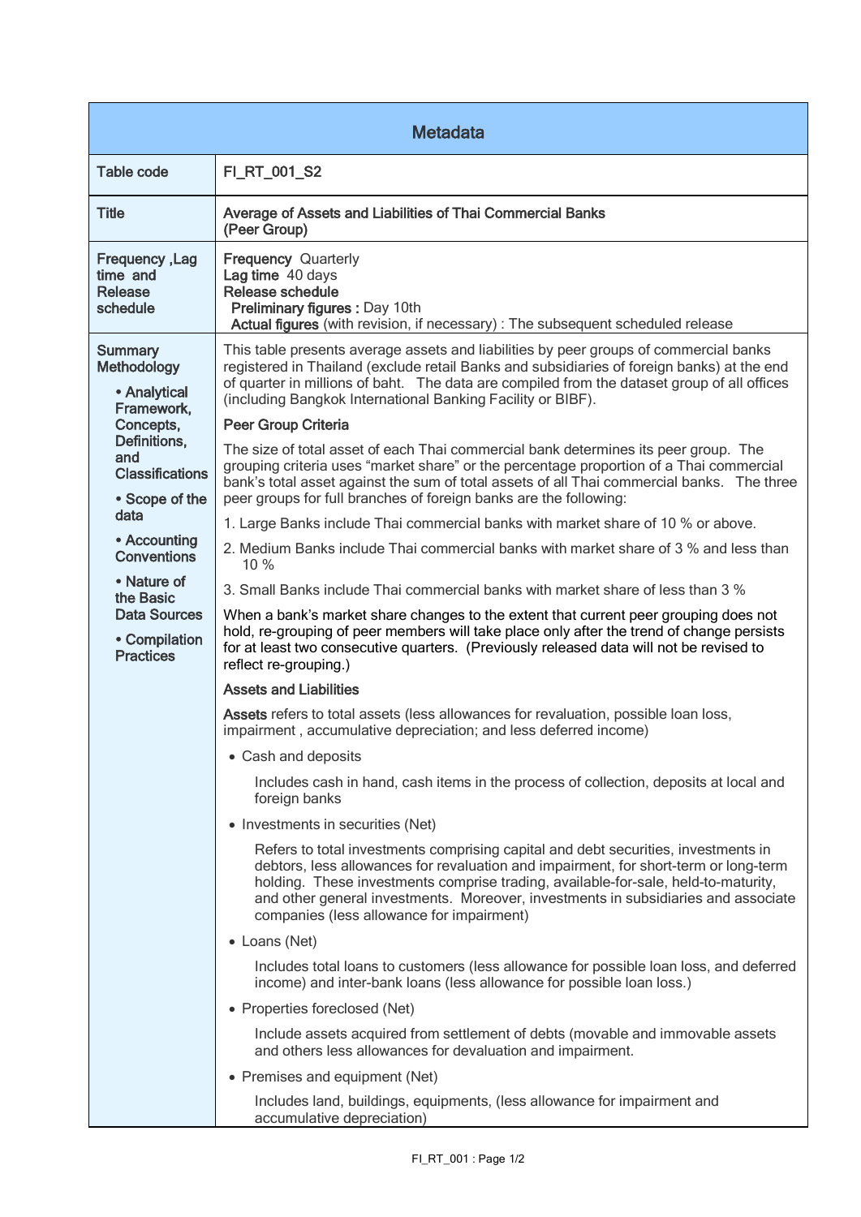| Metadata | |
|---|---|
| Table code | FI_RT_001_S2 |
| Title | **Average of Assets and Liabilities of Thai Commercial Banks (Peer Group)** |
| Frequency ,Lag time and Release schedule | **Frequency** Quarterly<br>**Lag time** 40 days<br>**Release schedule**<br>**Preliminary figures :** Day 10th<br>**Actual figures** (with revision, if necessary) : The subsequent scheduled release |
| Summary Methodology<br>• Analytical Framework, Concepts, Definitions, and Classifications<br>• Scope of the data<br>• Accounting Conventions<br>• Nature of the Basic Data Sources<br>• Compilation Practices | This table presents average assets and liabilities by peer groups of commercial banks registered in Thailand (exclude retail Banks and subsidiaries of foreign banks) at the end of quarter in millions of baht. The data are compiled from the dataset group of all offices (including Bangkok International Banking Facility or BIBF).<br><br>**Peer Group Criteria**<br><br>The size of total asset of each Thai commercial bank determines its peer group. The grouping criteria uses "market share" or the percentage proportion of a Thai commercial bank's total asset against the sum of total assets of all Thai commercial banks. The three peer groups for full branches of foreign banks are the following:<br><br>1. Large Banks include Thai commercial banks with market share of 10 % or above.<br>2. Medium Banks include Thai commercial banks with market share of 3 % and less than 10 %<br>3. Small Banks include Thai commercial banks with market share of less than 3 %<br><br>When a bank's market share changes to the extent that current peer grouping does not hold, re-grouping of peer members will take place only after the trend of change persists for at least two consecutive quarters. (Previously released data will not be revised to reflect re-grouping.)<br><br>**Assets and Liabilities**<br><br>**Assets** refers to total assets (less allowances for revaluation, possible loan loss, impairment , accumulative depreciation; and less deferred income)<br><br>• Cash and deposits<br>Includes cash in hand, cash items in the process of collection, deposits at local and foreign banks<br><br>• Investments in securities (Net)<br>Refers to total investments comprising capital and debt securities, investments in debtors, less allowances for revaluation and impairment, for short-term or long-term holding. These investments comprise trading, available-for-sale, held-to-maturity, and other general investments. Moreover, investments in subsidiaries and associate companies (less allowance for impairment)<br><br>• Loans (Net)<br>Includes total loans to customers (less allowance for possible loan loss, and deferred income) and inter-bank loans (less allowance for possible loan loss.)<br><br>• Properties foreclosed (Net)<br>Include assets acquired from settlement of debts (movable and immovable assets and others less allowances for devaluation and impairment.<br><br>• Premises and equipment (Net)<br>Includes land, buildings, equipments, (less allowance for impairment and accumulative depreciation) |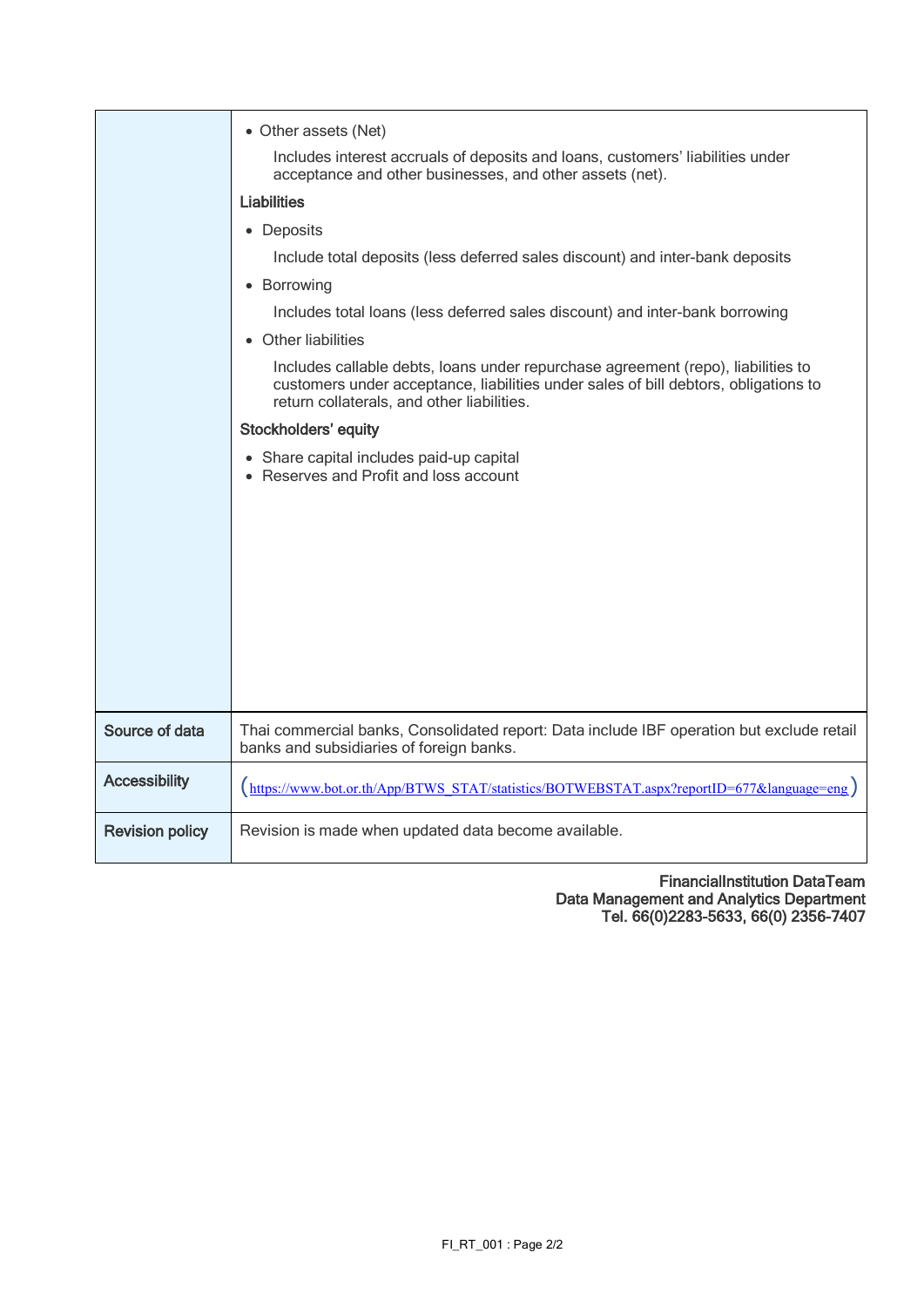| | |
|---|---|
| | • Other assets (Net)<br>Includes interest accruals of deposits and loans, customers' liabilities under acceptance and other businesses, and other assets (net).<br>**Liabilities**<br>• Deposits<br>Include total deposits (less deferred sales discount) and inter-bank deposits<br>• Borrowing<br>Includes total loans (less deferred sales discount) and inter-bank borrowing<br>• Other liabilities<br>Includes callable debts, loans under repurchase agreement (repo), liabilities to customers under acceptance, liabilities under sales of bill debtors, obligations to return collaterals, and other liabilities.<br>**Stockholders' equity**<br>• Share capital includes paid-up capital<br>• Reserves and Profit and loss account |
| **Source of data** | Thai commercial banks, Consolidated report: Data include IBF operation but exclude retail banks and subsidiaries of foreign banks. |
| **Accessibility** | (https://www.bot.or.th/App/BTWS_STAT/statistics/BOTWEBSTAT.aspx?reportID=677&language=eng) |
| **Revision policy** | Revision is made when updated data become available. |

**FinancialInstitution DataTeam**
**Data Management and Analytics Department**
**Tel. 66(0)2283-5633, 66(0) 2356-7407**

FI_RT_001 : Page 2/2